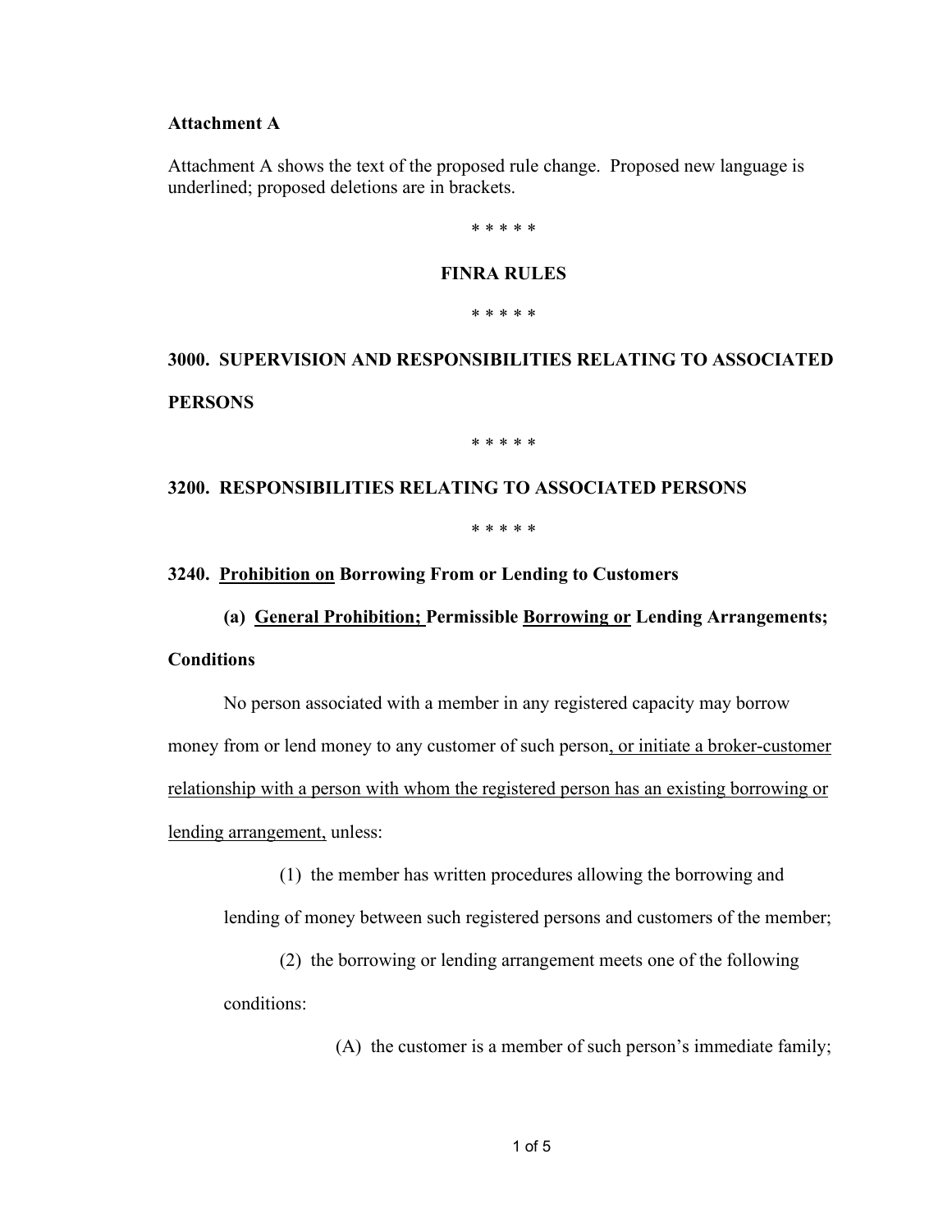**Attachment A**

Attachment A shows the text of the proposed rule change. Proposed new language is underlined; proposed deletions are in brackets.

\* \* \* \* \*

**FINRA RULES**

\* \* \* \* \*

**3000. SUPERVISION AND RESPONSIBILITIES RELATING TO ASSOCIATED PERSONS**

\* \* \* \* \*

**3200. RESPONSIBILITIES RELATING TO ASSOCIATED PERSONS**

\* \* \* \* \*

**3240. <u>Prohibition on</u> Borrowing From or Lending to Customers**

**(a) <u>General Prohibition;</u> Permissible <u>Borrowing or</u> Lending Arrangements; Conditions**

No person associated with a member in any registered capacity may borrow money from or lend money to any customer of such person<u>, or initiate a broker-customer relationship with a person with whom the registered person has an existing borrowing or lending arrangement,</u> unless:

(1) the member has written procedures allowing the borrowing and lending of money between such registered persons and customers of the member;

(2) the borrowing or lending arrangement meets one of the following conditions:

(A) the customer is a member of such person's immediate family;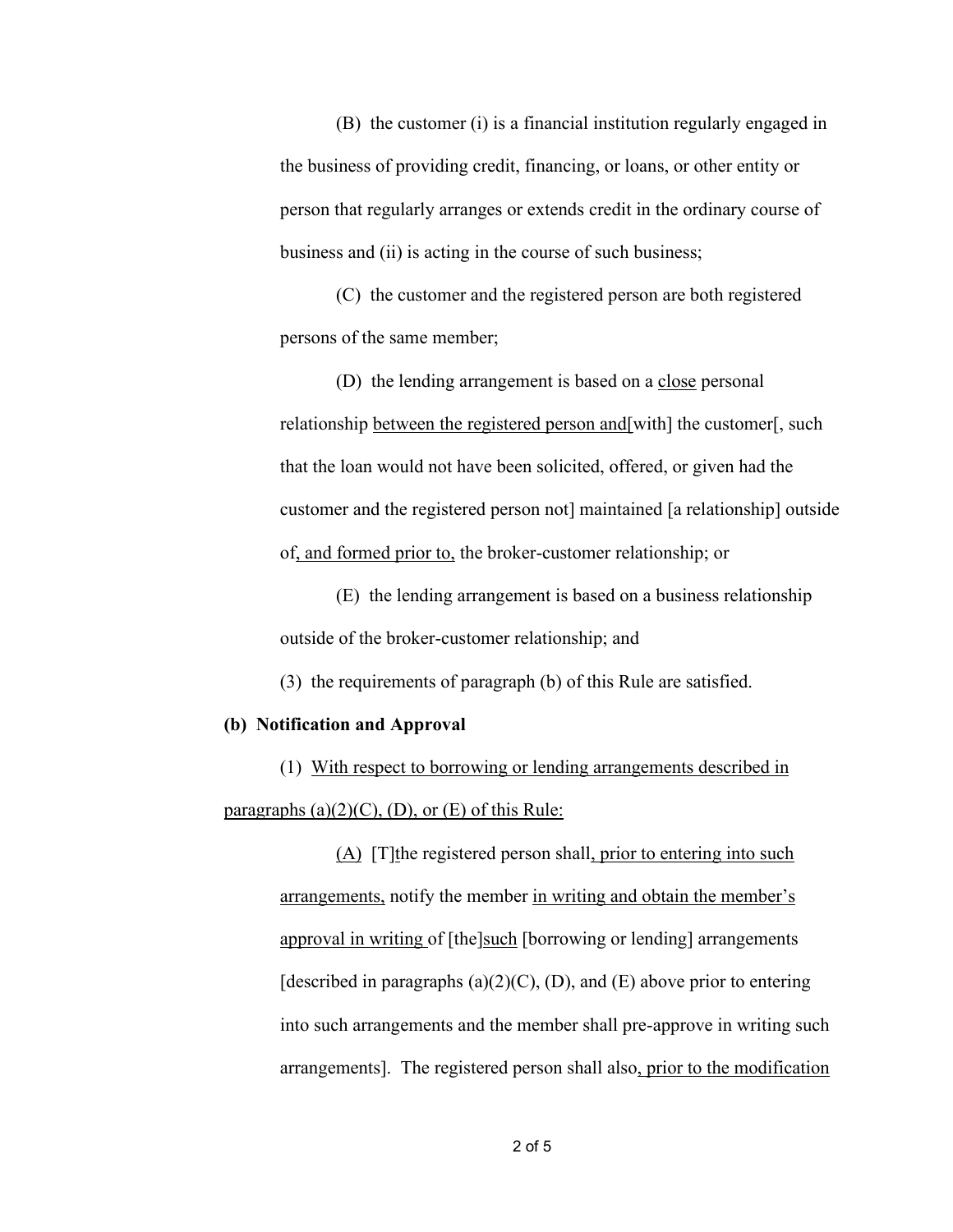(B) the customer (i) is a financial institution regularly engaged in the business of providing credit, financing, or loans, or other entity or person that regularly arranges or extends credit in the ordinary course of business and (ii) is acting in the course of such business;

(C) the customer and the registered person are both registered persons of the same member;

(D) the lending arrangement is based on a close personal relationship between the registered person and[with] the customer[, such that the loan would not have been solicited, offered, or given had the customer and the registered person not] maintained [a relationship] outside of, and formed prior to, the broker-customer relationship; or

(E) the lending arrangement is based on a business relationship outside of the broker-customer relationship; and

(3) the requirements of paragraph (b) of this Rule are satisfied.

**(b) Notification and Approval**

(1) With respect to borrowing or lending arrangements described in paragraphs (a)(2)(C), (D), or (E) of this Rule:

(A) [T]the registered person shall, prior to entering into such arrangements, notify the member in writing and obtain the member's approval in writing of [the]such [borrowing or lending] arrangements [described in paragraphs (a)(2)(C), (D), and (E) above prior to entering into such arrangements and the member shall pre-approve in writing such arrangements]. The registered person shall also, prior to the modification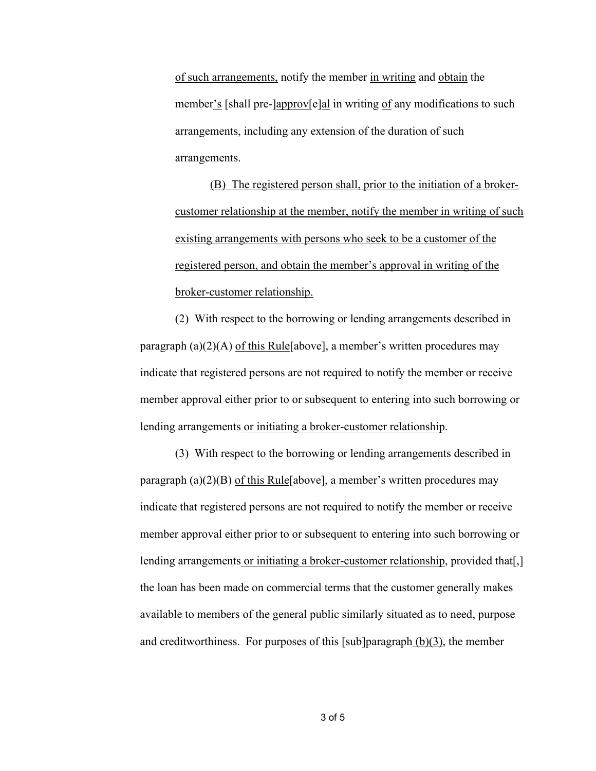of such arrangements, notify the member in writing and obtain the member's [shall pre-]approv[e]al in writing of any modifications to such arrangements, including any extension of the duration of such arrangements.

(B) The registered person shall, prior to the initiation of a broker-customer relationship at the member, notify the member in writing of such existing arrangements with persons who seek to be a customer of the registered person, and obtain the member's approval in writing of the broker-customer relationship.

(2) With respect to the borrowing or lending arrangements described in paragraph (a)(2)(A) of this Rule[above], a member's written procedures may indicate that registered persons are not required to notify the member or receive member approval either prior to or subsequent to entering into such borrowing or lending arrangements or initiating a broker-customer relationship.

(3) With respect to the borrowing or lending arrangements described in paragraph (a)(2)(B) of this Rule[above], a member's written procedures may indicate that registered persons are not required to notify the member or receive member approval either prior to or subsequent to entering into such borrowing or lending arrangements or initiating a broker-customer relationship, provided that[,] the loan has been made on commercial terms that the customer generally makes available to members of the general public similarly situated as to need, purpose and creditworthiness. For purposes of this [sub]paragraph (b)(3), the member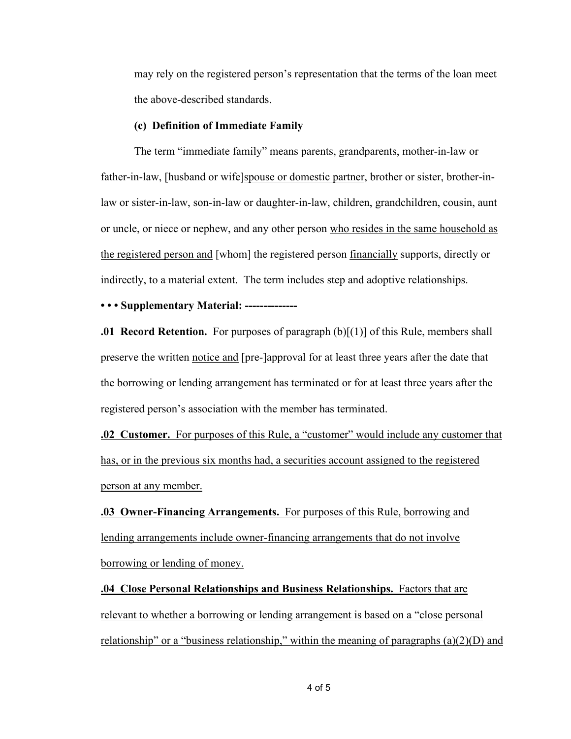may rely on the registered person's representation that the terms of the loan meet the above-described standards.

**(c) Definition of Immediate Family**

The term "immediate family" means parents, grandparents, mother-in-law or father-in-law, [husband or wife]<u>spouse or domestic partner</u>, brother or sister, brother-in-law or sister-in-law, son-in-law or daughter-in-law, children, grandchildren, cousin, aunt or uncle, or niece or nephew, and any other person <u>who resides in the same household as the registered person and</u> [whom] the registered person <u>financially</u> supports, directly or indirectly, to a material extent. <u>The term includes step and adoptive relationships.</u>

**• • • Supplementary Material: --------------**

**.01 Record Retention.** For purposes of paragraph (b)[(1)] of this Rule, members shall preserve the written <u>notice and</u> [pre-]approval for at least three years after the date that the borrowing or lending arrangement has terminated or for at least three years after the registered person's association with the member has terminated.

<u>**.02 Customer.** For purposes of this Rule, a "customer" would include any customer that has, or in the previous six months had, a securities account assigned to the registered person at any member.</u>

<u>**.03 Owner-Financing Arrangements.** For purposes of this Rule, borrowing and lending arrangements include owner-financing arrangements that do not involve borrowing or lending of money.</u>

<u>**.04 Close Personal Relationships and Business Relationships.** Factors that are relevant to whether a borrowing or lending arrangement is based on a "close personal relationship" or a "business relationship," within the meaning of paragraphs (a)(2)(D) and</u>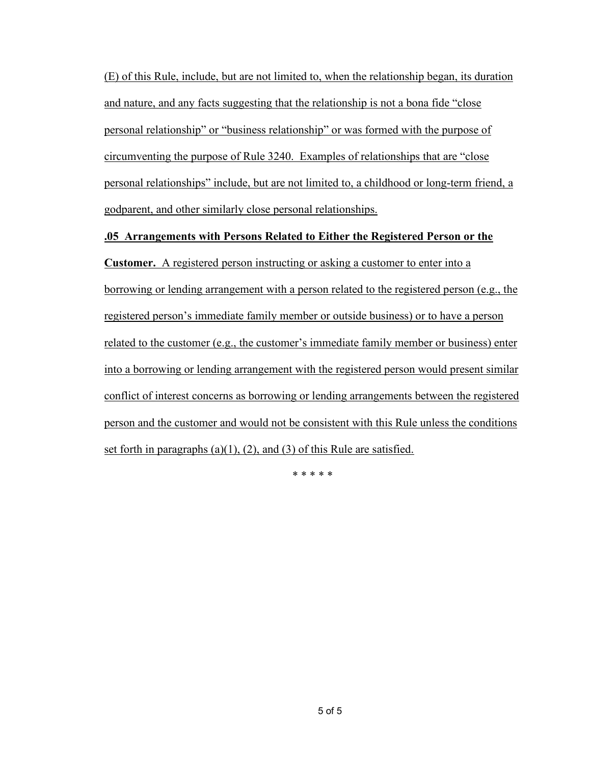(E) of this Rule, include, but are not limited to, when the relationship began, its duration and nature, and any facts suggesting that the relationship is not a bona fide "close personal relationship" or "business relationship" or was formed with the purpose of circumventing the purpose of Rule 3240. Examples of relationships that are "close personal relationships" include, but are not limited to, a childhood or long-term friend, a godparent, and other similarly close personal relationships.

**.05 Arrangements with Persons Related to Either the Registered Person or the Customer.** A registered person instructing or asking a customer to enter into a borrowing or lending arrangement with a person related to the registered person (e.g., the registered person's immediate family member or outside business) or to have a person related to the customer (e.g., the customer's immediate family member or business) enter into a borrowing or lending arrangement with the registered person would present similar conflict of interest concerns as borrowing or lending arrangements between the registered person and the customer and would not be consistent with this Rule unless the conditions set forth in paragraphs (a)(1), (2), and (3) of this Rule are satisfied.

\* \* \* \* \*